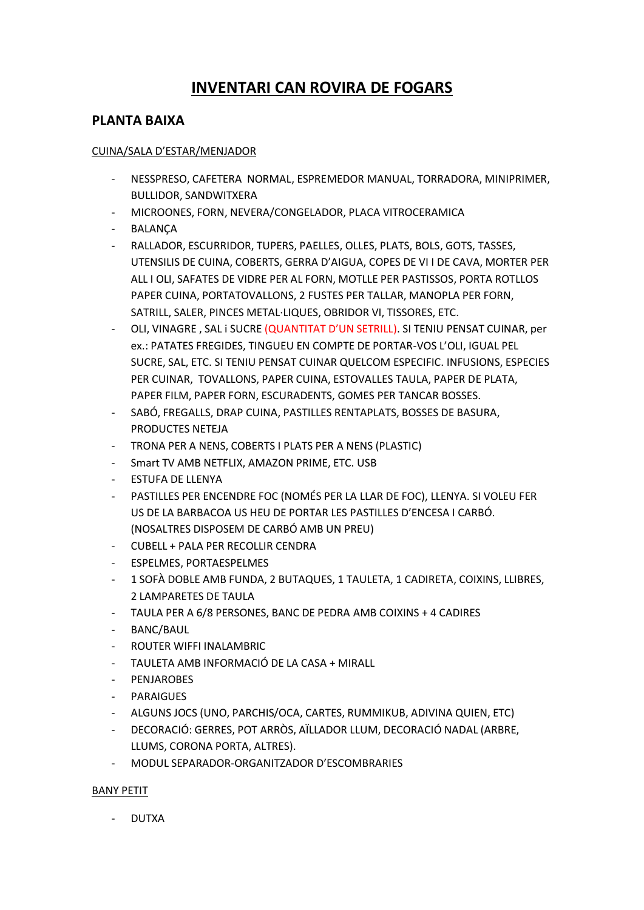# INVENTARI CAN ROVIRA DE FOGARS

## PLANTA BAIXA

CUINA/SALA D'ESTAR/MENJADOR

- NESSPRESO, CAFETERA NORMAL, ESPREMEDOR MANUAL, TORRADORA, MINIPRIMER, BULLIDOR, SANDWITXERA
- MICROONES, FORN, NEVERA/CONGELADOR, PLACA VITROCERAMICA
- BALANÇA
- RALLADOR, ESCURRIDOR, TUPERS, PAELLES, OLLES, PLATS, BOLS, GOTS, TASSES, UTENSILIS DE CUINA, COBERTS, GERRA D'AIGUA, COPES DE VI I DE CAVA, MORTER PER ALL I OLI, SAFATES DE VIDRE PER AL FORN, MOTLLE PER PASTISSOS, PORTA ROTLLOS PAPER CUINA, PORTATOVALLONS, 2 FUSTES PER TALLAR, MANOPLA PER FORN, SATRILL, SALER, PINCES METAL·LIQUES, OBRIDOR VI, TISSORES, ETC.
- OLI, VINAGRE , SAL i SUCRE (QUANTITAT D'UN SETRILL). SI TENIU PENSAT CUINAR, per ex.: PATATES FREGIDES, TINGUEU EN COMPTE DE PORTAR-VOS L'OLI, IGUAL PEL SUCRE, SAL, ETC. SI TENIU PENSAT CUINAR QUELCOM ESPECIFIC. INFUSIONS, ESPECIES PER CUINAR, TOVALLONS, PAPER CUINA, ESTOVALLES TAULA, PAPER DE PLATA, PAPER FILM, PAPER FORN, ESCURADENTS, GOMES PER TANCAR BOSSES.
- SABÓ, FREGALLS, DRAP CUINA, PASTILLES RENTAPLATS, BOSSES DE BASURA, PRODUCTES NETEJA
- TRONA PER A NENS, COBERTS I PLATS PER A NENS (PLASTIC)
- Smart TV AMB NETFLIX, AMAZON PRIME, ETC. USB
- ESTUFA DE LLENYA
- PASTILLES PER ENCENDRE FOC (NOMÉS PER LA LLAR DE FOC), LLENYA. SI VOLEU FER US DE LA BARBACOA US HEU DE PORTAR LES PASTILLES D'ENCESA I CARBÓ. (NOSALTRES DISPOSEM DE CARBÓ AMB UN PREU)
- CUBELL + PALA PER RECOLLIR CENDRA
- ESPELMES, PORTAESPELMES
- 1 SOFÀ DOBLE AMB FUNDA, 2 BUTAQUES, 1 TAULETA, 1 CADIRETA, COIXINS, LLIBRES, 2 LAMPARETES DE TAULA
- TAULA PER A 6/8 PERSONES, BANC DE PEDRA AMB COIXINS + 4 CADIRES
- BANC/BAUL
- ROUTER WIFFI INALAMBRIC
- TAULETA AMB INFORMACIÓ DE LA CASA + MIRALL
- PENJAROBES
- PARAIGUES
- ALGUNS JOCS (UNO, PARCHIS/OCA, CARTES, RUMMIKUB, ADIVINA QUIEN, ETC)
- DECORACIÓ: GERRES, POT ARRÒS, AÏLLADOR LLUM, DECORACIÓ NADAL (ARBRE, LLUMS, CORONA PORTA, ALTRES).
- MODUL SEPARADOR-ORGANITZADOR D'ESCOMBRARIES

BANY PETIT

- DUTXA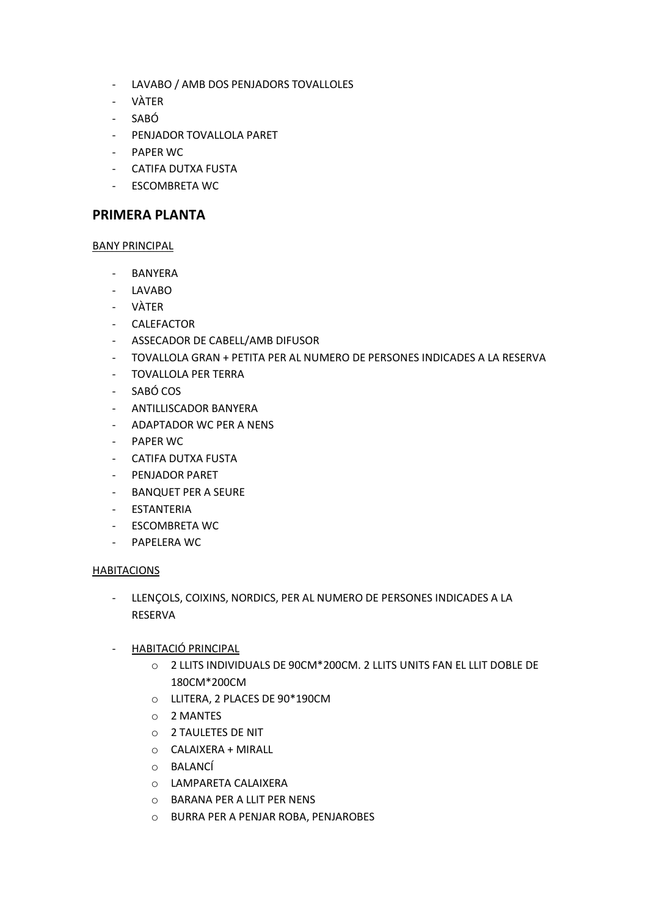- LAVABO / AMB DOS PENJADORS TOVALLOLES
- VÀTER
- SABÓ
- PENJADOR TOVALLOLA PARET
- PAPER WC
- CATIFA DUTXA FUSTA
- ESCOMBRETA WC

## PRIMERA PLANTA

<u>BANY PRINCIPAL</u>

- BANYERA
- LAVABO
- VÀTER
- CALEFACTOR
- ASSECADOR DE CABELL/AMB DIFUSOR
- TOVALLOLA GRAN + PETITA PER AL NUMERO DE PERSONES INDICADES A LA RESERVA
- TOVALLOLA PER TERRA
- SABÓ COS
- ANTILLISCADOR BANYERA
- ADAPTADOR WC PER A NENS
- PAPER WC
- CATIFA DUTXA FUSTA
- PENJADOR PARET
- BANQUET PER A SEURE
- ESTANTERIA
- ESCOMBRETA WC
- PAPELERA WC

<u>HABITACIONS</u>

- LLENÇOLS, COIXINS, NORDICS, PER AL NUMERO DE PERSONES INDICADES A LA RESERVA

- <u>HABITACIÓ PRINCIPAL</u>
  - 2 LLITS INDIVIDUALS DE 90CM*200CM. 2 LLITS UNITS FAN EL LLIT DOBLE DE 180CM*200CM
  - LLITERA, 2 PLACES DE 90*190CM
  - 2 MANTES
  - 2 TAULETES DE NIT
  - CALAIXERA + MIRALL
  - BALANCÍ
  - LAMPARETA CALAIXERA
  - BARANA PER A LLIT PER NENS
  - BURRA PER A PENJAR ROBA, PENJAROBES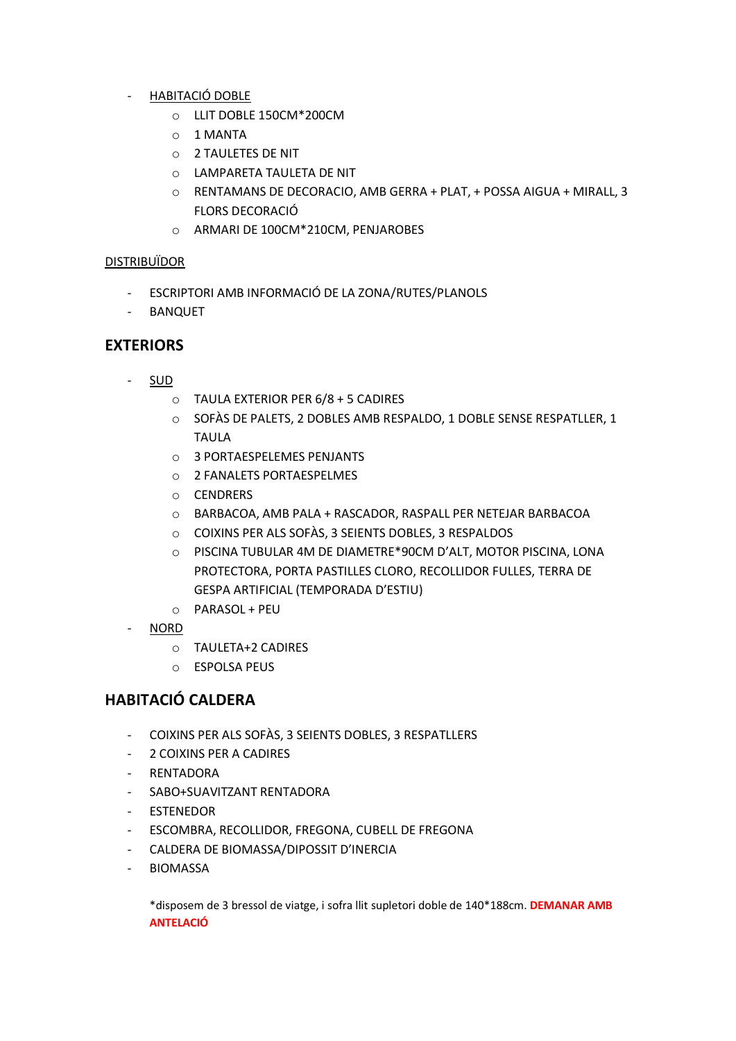- HABITACIÓ DOBLE
    - LLIT DOBLE 150CM*200CM
    - 1 MANTA
    - 2 TAULETES DE NIT
    - LAMPARETA TAULETA DE NIT
    - RENTAMANS DE DECORACIO, AMB GERRA + PLAT, + POSSA AIGUA + MIRALL, 3 FLORS DECORACIÓ
    - ARMARI DE 100CM*210CM, PENJAROBES

DISTRIBUÏDOR

- ESCRIPTORI AMB INFORMACIÓ DE LA ZONA/RUTES/PLANOLS
- BANQUET

## EXTERIORS

- SUD
    - TAULA EXTERIOR PER 6/8 + 5 CADIRES
    - SOFÀS DE PALETS, 2 DOBLES AMB RESPALDO, 1 DOBLE SENSE RESPATLLER, 1 TAULA
    - 3 PORTAESPELEMES PENJANTS
    - 2 FANALETS PORTAESPELMES
    - CENDRERS
    - BARBACOA, AMB PALA + RASCADOR, RASPALL PER NETEJAR BARBACOA
    - COIXINS PER ALS SOFÀS, 3 SEIENTS DOBLES, 3 RESPALDOS
    - PISCINA TUBULAR 4M DE DIAMETRE*90CM D'ALT, MOTOR PISCINA, LONA PROTECTORA, PORTA PASTILLES CLORO, RECOLLIDOR FULLES, TERRA DE GESPA ARTIFICIAL (TEMPORADA D'ESTIU)
    - PARASOL + PEU
- NORD
    - TAULETA+2 CADIRES
    - ESPOLSA PEUS

## HABITACIÓ CALDERA

- COIXINS PER ALS SOFÀS, 3 SEIENTS DOBLES, 3 RESPATLLERS
- 2 COIXINS PER A CADIRES
- RENTADORA
- SABO+SUAVITZANT RENTADORA
- ESTENEDOR
- ESCOMBRA, RECOLLIDOR, FREGONA, CUBELL DE FREGONA
- CALDERA DE BIOMASSA/DIPOSSIT D'INERCIA
- BIOMASSA

*disposem de 3 bressol de viatge, i sofra llit supletori doble de 140*188cm. **DEMANAR AMB ANTELACIÓ**